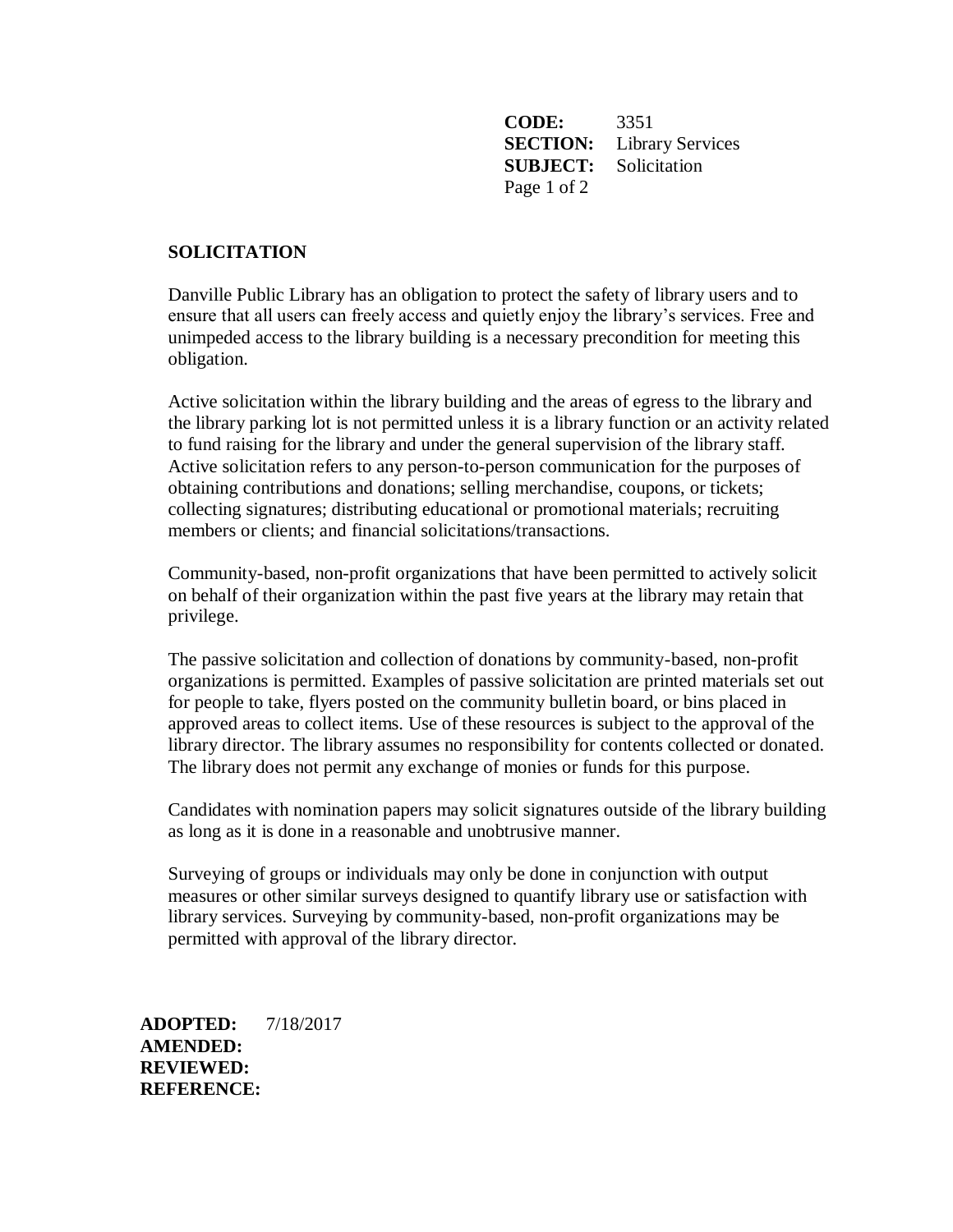**CODE:** 3351
**SECTION:** Library Services
**SUBJECT:** Solicitation

# SOLICITATION

Danville Public Library has an obligation to protect the safety of library users and to ensure that all users can freely access and quietly enjoy the library's services. Free and unimpeded access to the library building is a necessary precondition for meeting this obligation.

Active solicitation within the library building and the areas of egress to the library and the library parking lot is not permitted unless it is a library function or an activity related to fund raising for the library and under the general supervision of the library staff. Active solicitation refers to any person-to-person communication for the purposes of obtaining contributions and donations; selling merchandise, coupons, or tickets; collecting signatures; distributing educational or promotional materials; recruiting members or clients; and financial solicitations/transactions.

Community-based, non-profit organizations that have been permitted to actively solicit on behalf of their organization within the past five years at the library may retain that privilege.

The passive solicitation and collection of donations by community-based, non-profit organizations is permitted. Examples of passive solicitation are printed materials set out for people to take, flyers posted on the community bulletin board, or bins placed in approved areas to collect items. Use of these resources is subject to the approval of the library director. The library assumes no responsibility for contents collected or donated. The library does not permit any exchange of monies or funds for this purpose.

Candidates with nomination papers may solicit signatures outside of the library building as long as it is done in a reasonable and unobtrusive manner.

Surveying of groups or individuals may only be done in conjunction with output measures or other similar surveys designed to quantify library use or satisfaction with library services. Surveying by community-based, non-profit organizations may be permitted with approval of the library director.

**ADOPTED:** 7/18/2017
**AMENDED:**
**REVIEWED:**
**REFERENCE:**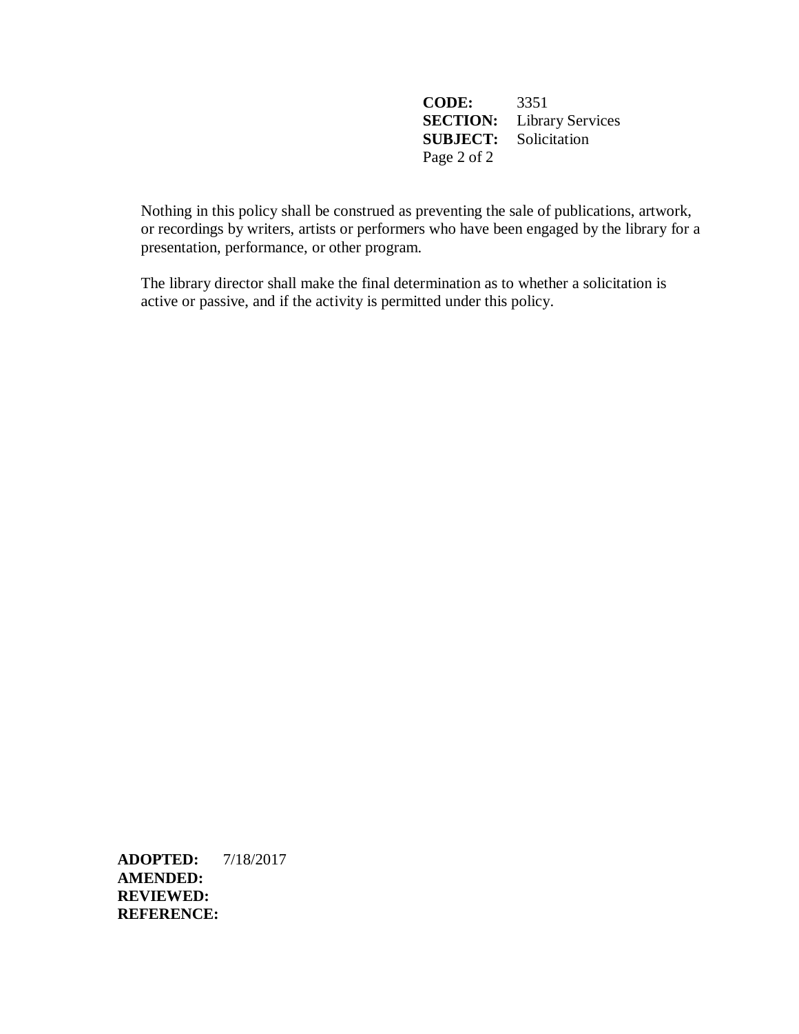Nothing in this policy shall be construed as preventing the sale of publications, artwork, or recordings by writers, artists or performers who have been engaged by the library for a presentation, performance, or other program.

The library director shall make the final determination as to whether a solicitation is active or passive, and if the activity is permitted under this policy.

**ADOPTED:** 7/18/2017
**AMENDED:**
**REVIEWED:**
**REFERENCE:**